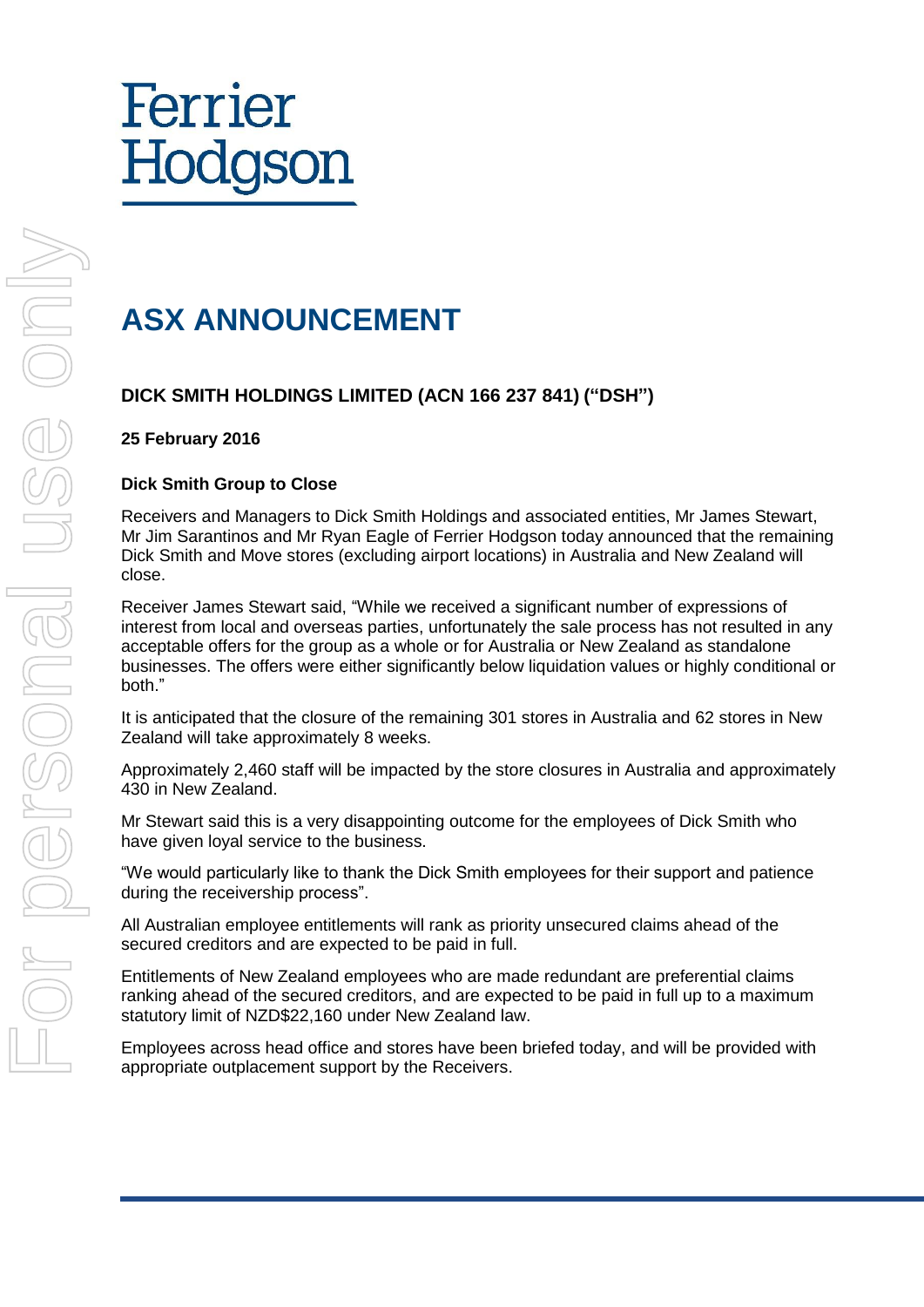Ferrier Hodgson

# ASX ANNOUNCEMENT

**DICK SMITH HOLDINGS LIMITED (ACN 166 237 841) ("DSH")**

**25 February 2016**

**Dick Smith Group to Close**

Receivers and Managers to Dick Smith Holdings and associated entities, Mr James Stewart, Mr Jim Sarantinos and Mr Ryan Eagle of Ferrier Hodgson today announced that the remaining Dick Smith and Move stores (excluding airport locations) in Australia and New Zealand will close.

Receiver James Stewart said, "While we received a significant number of expressions of interest from local and overseas parties, unfortunately the sale process has not resulted in any acceptable offers for the group as a whole or for Australia or New Zealand as standalone businesses. The offers were either significantly below liquidation values or highly conditional or both."

It is anticipated that the closure of the remaining 301 stores in Australia and 62 stores in New Zealand will take approximately 8 weeks.

Approximately 2,460 staff will be impacted by the store closures in Australia and approximately 430 in New Zealand.

Mr Stewart said this is a very disappointing outcome for the employees of Dick Smith who have given loyal service to the business.

"We would particularly like to thank the Dick Smith employees for their support and patience during the receivership process".

All Australian employee entitlements will rank as priority unsecured claims ahead of the secured creditors and are expected to be paid in full.

Entitlements of New Zealand employees who are made redundant are preferential claims ranking ahead of the secured creditors, and are expected to be paid in full up to a maximum statutory limit of NZD$22,160 under New Zealand law.

Employees across head office and stores have been briefed today, and will be provided with appropriate outplacement support by the Receivers.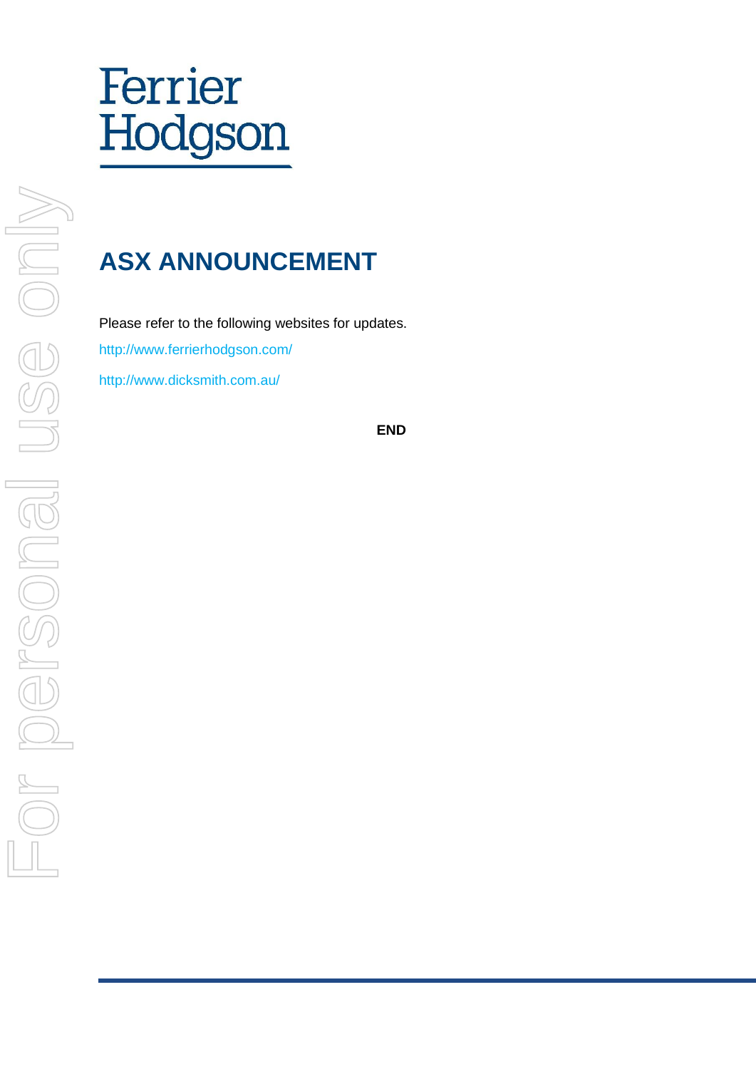Ferrier Hodgson

# ASX ANNOUNCEMENT

Please refer to the following websites for updates.

http://www.ferrierhodgson.com/

http://www.dicksmith.com.au/

**END**